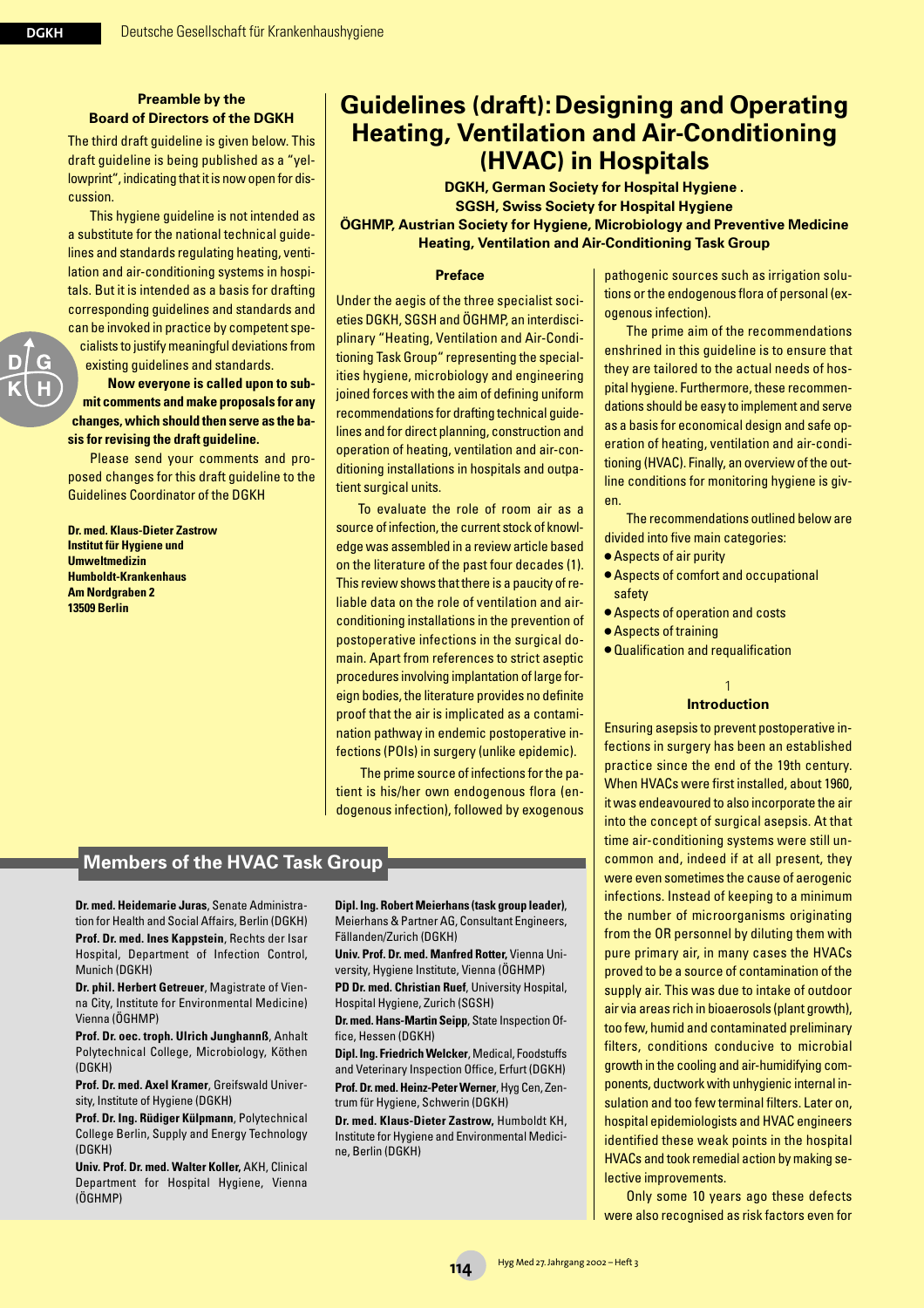### Preamble by the Board of Directors of the DGKH

The third draft guideline is given below. This draft guideline is being published as a "yellowprint", indicating that it is now open for discussion.

This hygiene guideline is not intended as a substitute for the national technical guidelines and standards regulating heating, ventilation and air-conditioning systems in hospitals. But it is intended as a basis for drafting corresponding guidelines and standards and can be invoked in practice by competent specialists to justify meaningful deviations from existing guidelines and standards.

**Now everyone is called upon to submit comments and make proposals for any changes, which should then serve as the basis for revising the draft guideline.**

Please send your comments and proposed changes for this draft guideline to the Guidelines Coordinator of the DGKH

**Dr. med. Klaus-Dieter Zastrow**
**Institut für Hygiene und Umweltmedizin**
**Humboldt-Krankenhaus**
**Am Nordgraben 2**
**13509 Berlin**

# Guidelines (draft): Designing and Operating Heating, Ventilation and Air-Conditioning (HVAC) in Hospitals

**DGKH, German Society for Hospital Hygiene .**
**SGSH, Swiss Society for Hospital Hygiene**
**ÖGHMP, Austrian Society for Hygiene, Microbiology and Preventive Medicine**
**Heating, Ventilation and Air-Conditioning Task Group**

### Preface

Under the aegis of the three specialist societies DGKH, SGSH and ÖGHMP, an interdisciplinary "Heating, Ventilation and Air-Conditioning Task Group" representing the specialities hygiene, microbiology and engineering joined forces with the aim of defining uniform recommendations for drafting technical guidelines and for direct planning, construction and operation of heating, ventilation and air-conditioning installations in hospitals and outpatient surgical units.

To evaluate the role of room air as a source of infection, the current stock of knowledge was assembled in a review article based on the literature of the past four decades (1). This review shows that there is a paucity of reliable data on the role of ventilation and air-conditioning installations in the prevention of postoperative infections in the surgical domain. Apart from references to strict aseptic procedures involving implantation of large foreign bodies, the literature provides no definite proof that the air is implicated as a contamination pathway in endemic postoperative infections (POIs) in surgery (unlike epidemic).

The prime source of infections for the patient is his/her own endogenous flora (endogenous infection), followed by exogenous pathogenic sources such as irrigation solutions or the endogenous flora of personal (exogenous infection).

The prime aim of the recommendations enshrined in this guideline is to ensure that they are tailored to the actual needs of hospital hygiene. Furthermore, these recommendations should be easy to implement and serve as a basis for economical design and safe operation of heating, ventilation and air-conditioning (HVAC). Finally, an overview of the outline conditions for monitoring hygiene is given.

The recommendations outlined below are divided into five main categories:

- Aspects of air purity
- Aspects of comfort and occupational safety
- Aspects of operation and costs
- Aspects of training
- Qualification and requalification

## 1 Introduction

Ensuring asepsis to prevent postoperative infections in surgery has been an established practice since the end of the 19th century. When HVACs were first installed, about 1960, it was endeavoured to also incorporate the air into the concept of surgical asepsis. At that time air-conditioning systems were still uncommon and, indeed if at all present, they were even sometimes the cause of aerogenic infections. Instead of keeping to a minimum the number of microorganisms originating from the OR personnel by diluting them with pure primary air, in many cases the HVACs proved to be a source of contamination of the supply air. This was due to intake of outdoor air via areas rich in bioaerosols (plant growth), too few, humid and contaminated preliminary filters, conditions conducive to microbial growth in the cooling and air-humidifying components, ductwork with unhygienic internal insulation and too few terminal filters. Later on, hospital epidemiologists and HVAC engineers identified these weak points in the hospital HVACs and took remedial action by making selective improvements.

Only some 10 years ago these defects were also recognised as risk factors even for

## Members of the HVAC Task Group

**Dr. med. Heidemarie Juras**, Senate Administration for Health and Social Affairs, Berlin (DGKH)

**Prof. Dr. med. Ines Kappstein**, Rechts der Isar Hospital, Department of Infection Control, Munich (DGKH)

**Dr. phil. Herbert Getreuer**, Magistrate of Vienna City, Institute for Environmental Medicine) Vienna (ÖGHMP)

**Prof. Dr. oec. troph. Ulrich Junghannß**, Anhalt Polytechnical College, Microbiology, Köthen (DGKH)

**Prof. Dr. med. Axel Kramer**, Greifswald University, Institute of Hygiene (DGKH)

**Prof. Dr. Ing. Rüdiger Külpmann**, Polytechnical College Berlin, Supply and Energy Technology (DGKH)

**Univ. Prof. Dr. med. Walter Koller**, AKH, Clinical Department for Hospital Hygiene, Vienna (ÖGHMP)

**Dipl. Ing. Robert Meierhans (task group leader)**, Meierhans & Partner AG, Consultant Engineers, Fällanden/Zurich (DGKH)

**Univ. Prof. Dr. med. Manfred Rotter**, Vienna University, Hygiene Institute, Vienna (ÖGHMP)

**PD Dr. med. Christian Ruef**, University Hospital, Hospital Hygiene, Zurich (SGSH)

**Dr. med. Hans-Martin Seipp**, State Inspection Office, Hessen (DGKH)

**Dipl. Ing. Friedrich Welcker**, Medical, Foodstuffs and Veterinary Inspection Office, Erfurt (DGKH)

**Prof. Dr. med. Heinz-Peter Werner**, Hyg Cen, Zentrum für Hygiene, Schwerin (DGKH)

**Dr. med. Klaus-Dieter Zastrow,** Humboldt KH, Institute for Hygiene and Environmental Medicine, Berlin (DGKH)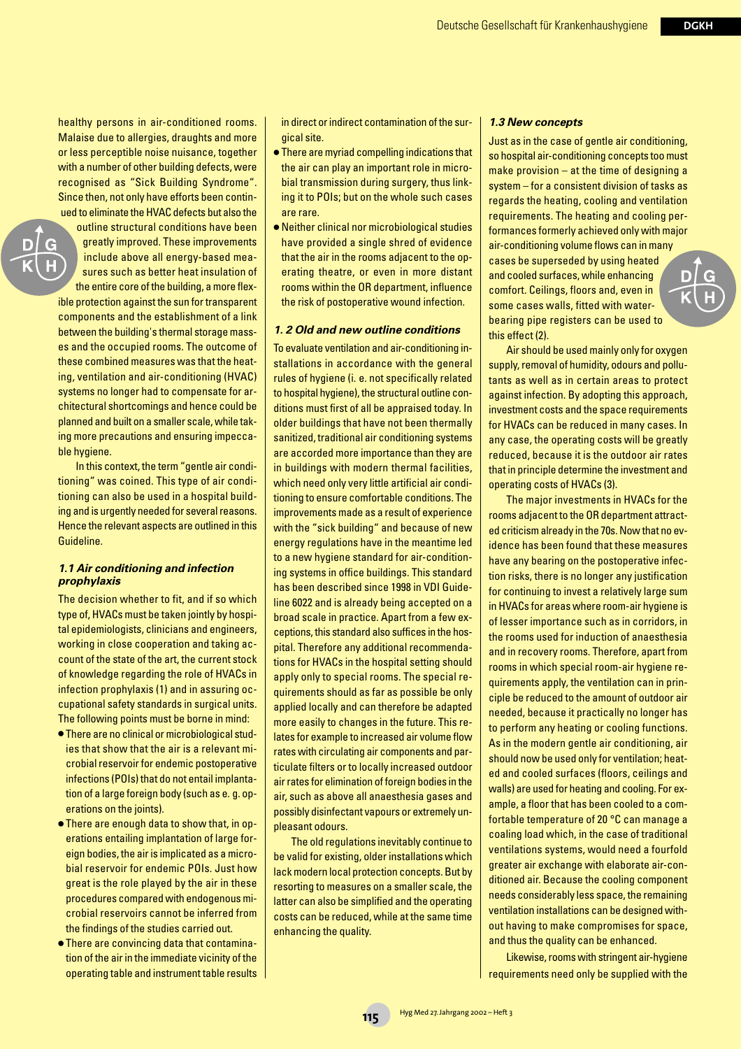healthy persons in air-conditioned rooms. Malaise due to allergies, draughts and more or less perceptible noise nuisance, together with a number of other building defects, were recognised as "Sick Building Syndrome". Since then, not only have efforts been continued to eliminate the HVAC defects but also the outline structural conditions have been greatly improved. These improvements include above all energy-based measures such as better heat insulation of the entire core of the building, a more flexible protection against the sun for transparent components and the establishment of a link between the building's thermal storage masses and the occupied rooms. The outcome of these combined measures was that the heating, ventilation and air-conditioning (HVAC) systems no longer had to compensate for architectural shortcomings and hence could be planned and built on a smaller scale, while taking more precautions and ensuring impeccable hygiene.

In this context, the term "gentle air conditioning" was coined. This type of air conditioning can also be used in a hospital building and is urgently needed for several reasons. Hence the relevant aspects are outlined in this Guideline.

### 1.1 Air conditioning and infection prophylaxis

The decision whether to fit, and if so which type of, HVACs must be taken jointly by hospital epidemiologists, clinicians and engineers, working in close cooperation and taking account of the state of the art, the current stock of knowledge regarding the role of HVACs in infection prophylaxis (1) and in assuring occupational safety standards in surgical units. The following points must be borne in mind:

- There are no clinical or microbiological studies that show that the air is a relevant microbial reservoir for endemic postoperative infections (POIs) that do not entail implantation of a large foreign body (such as e. g. operations on the joints).
- There are enough data to show that, in operations entailing implantation of large foreign bodies, the air is implicated as a microbial reservoir for endemic POIs. Just how great is the role played by the air in these procedures compared with endogenous microbial reservoirs cannot be inferred from the findings of the studies carried out.
- There are convincing data that contamination of the air in the immediate vicinity of the operating table and instrument table results in direct or indirect contamination of the surgical site.
- There are myriad compelling indications that the air can play an important role in microbial transmission during surgery, thus linking it to POIs; but on the whole such cases are rare.
- Neither clinical nor microbiological studies have provided a single shred of evidence that the air in the rooms adjacent to the operating theatre, or even in more distant rooms within the OR department, influence the risk of postoperative wound infection.

### 1. 2 Old and new outline conditions

To evaluate ventilation and air-conditioning installations in accordance with the general rules of hygiene (i. e. not specifically related to hospital hygiene), the structural outline conditions must first of all be appraised today. In older buildings that have not been thermally sanitized, traditional air conditioning systems are accorded more importance than they are in buildings with modern thermal facilities, which need only very little artificial air conditioning to ensure comfortable conditions. The improvements made as a result of experience with the "sick building" and because of new energy regulations have in the meantime led to a new hygiene standard for air-conditioning systems in office buildings. This standard has been described since 1998 in VDI Guideline 6022 and is already being accepted on a broad scale in practice. Apart from a few exceptions, this standard also suffices in the hospital. Therefore any additional recommendations for HVACs in the hospital setting should apply only to special rooms. The special requirements should as far as possible be only applied locally and can therefore be adapted more easily to changes in the future. This relates for example to increased air volume flow rates with circulating air components and particulate filters or to locally increased outdoor air rates for elimination of foreign bodies in the air, such as above all anaesthesia gases and possibly disinfectant vapours or extremely unpleasant odours.

The old regulations inevitably continue to be valid for existing, older installations which lack modern local protection concepts. But by resorting to measures on a smaller scale, the latter can also be simplified and the operating costs can be reduced, while at the same time enhancing the quality.

### 1.3 New concepts

Just as in the case of gentle air conditioning, so hospital air-conditioning concepts too must make provision – at the time of designing a system – for a consistent division of tasks as regards the heating, cooling and ventilation requirements. The heating and cooling performances formerly achieved only with major air-conditioning volume flows can in many cases be superseded by using heated and cooled surfaces, while enhancing comfort. Ceilings, floors and, even in some cases walls, fitted with water-bearing pipe registers can be used to this effect (2).

Air should be used mainly only for oxygen supply, removal of humidity, odours and pollutants as well as in certain areas to protect against infection. By adopting this approach, investment costs and the space requirements for HVACs can be reduced in many cases. In any case, the operating costs will be greatly reduced, because it is the outdoor air rates that in principle determine the investment and operating costs of HVACs (3).

The major investments in HVACs for the rooms adjacent to the OR department attracted criticism already in the 70s. Now that no evidence has been found that these measures have any bearing on the postoperative infection risks, there is no longer any justification for continuing to invest a relatively large sum in HVACs for areas where room-air hygiene is of lesser importance such as in corridors, in the rooms used for induction of anaesthesia and in recovery rooms. Therefore, apart from rooms in which special room-air hygiene requirements apply, the ventilation can in principle be reduced to the amount of outdoor air needed, because it practically no longer has to perform any heating or cooling functions. As in the modern gentle air conditioning, air should now be used only for ventilation; heated and cooled surfaces (floors, ceilings and walls) are used for heating and cooling. For example, a floor that has been cooled to a comfortable temperature of 20 °C can manage a coaling load which, in the case of traditional ventilations systems, would need a fourfold greater air exchange with elaborate air-conditioned air. Because the cooling component needs considerably less space, the remaining ventilation installations can be designed without having to make compromises for space, and thus the quality can be enhanced.

Likewise, rooms with stringent air-hygiene requirements need only be supplied with the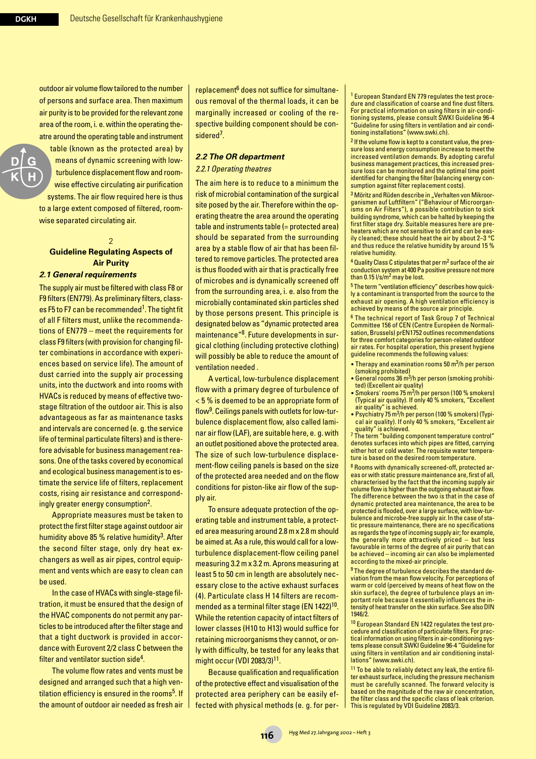outdoor air volume flow tailored to the number of persons and surface area. Then maximum air purity is to be provided for the relevant zone area of the room, i. e. within the operating theatre around the operating table and instrument table (known as the protected area) by means of dynamic screening with low-turbulence displacement flow and roomwise effective circulating air purification systems. The air flow required here is thus to a large extent composed of filtered, roomwise separated circulating air.

## 2 Guideline Regulating Aspects of Air Purity

### 2.1 General requirements

The supply air must be filtered with class F8 or F9 filters (EN779). As preliminary filters, classes F5 to F7 can be recommended[1]. The tight fit of all F filters must, unlike the recommendations of EN779 – meet the requirements for class F9 filters (with provision for changing filter combinations in accordance with experiences based on service life). The amount of dust carried into the supply air processing units, into the ductwork and into rooms with HVACs is reduced by means of effective two-stage filtration of the outdoor air. This is also advantageous as far as maintenance tasks and intervals are concerned (e. g. the service life of terminal particulate filters) and is therefore advisable for business management reasons. One of the tasks covered by economical and ecological business management is to estimate the service life of filters, replacement costs, rising air resistance and correspondingly greater energy consumption[2].

Appropriate measures must be taken to protect the first filter stage against outdoor air humidity above 85 % relative humidity[3]. After the second filter stage, only dry heat exchangers as well as air pipes, control equipment and vents which are easy to clean can be used.

In the case of HVACs with single-stage filtration, it must be ensured that the design of the HVAC components do not permit any particles to be introduced after the filter stage and that a tight ductwork is provided in accordance with Eurovent 2/2 class C between the filter and ventilator suction side[4].

The volume flow rates and vents must be designed and arranged such that a high ventilation efficiency is ensured in the rooms[5]. If the amount of outdoor air needed as fresh air replacement[6] does not suffice for simultaneous removal of the thermal loads, it can be marginally increased or cooling of the respective building component should be considered[7].

### 2.2 The OR department

#### 2.2.1 Operating theatres

The aim here is to reduce to a minimum the risk of microbial contamination of the surgical site posed by the air. Therefore within the operating theatre the area around the operating table and instruments table (= protected area) should be separated from the surrounding area by a stable flow of air that has been filtered to remove particles. The protected area is thus flooded with air that is practically free of microbes and is dynamically screened off from the surrounding area, i. e. also from the microbially contaminated skin particles shed by those persons present. This principle is designated below as "dynamic protected area maintenance"[8]. Future developments in surgical clothing (including protective clothing) will possibly be able to reduce the amount of ventilation needed .

A vertical, low-turbulence displacement flow with a primary degree of turbulence of < 5 % is deemed to be an appropriate form of flow[9]. Ceilings panels with outlets for low-turbulence displacement flow, also called laminar air flow (LAF), are suitable here, e. g. with an outlet positioned above the protected area. The size of such low-turbulence displacement-flow ceiling panels is based on the size of the protected area needed and on the flow conditions for piston-like air flow of the supply air.

To ensure adequate protection of the operating table and instrument table, a protected area measuring around 2.8 m x 2.8 m should be aimed at. As a rule, this would call for a low-turbulence displacement-flow ceiling panel measuring 3.2 m x 3.2 m. Aprons measuring at least 5 to 50 cm in length are absolutely necessary close to the active exhaust surfaces (4). Particulate class H 14 filters are recommended as a terminal filter stage (EN 1422)[10]. While the retention capacity of intact filters of lower classes (H10 to H13) would suffice for retaining microorganisms they cannot, or only with difficulty, be tested for any leaks that might occur (VDI 2083/3)[11].

Because qualification and requalification of the protective effect and visualisation of the protected area periphery can be easily effected with physical methods (e. g. for per-

---

[1] European Standard EN 779 regulates the test procedure and classification of coarse and fine dust filters. For practical information on using filters in air-conditioning systems, please consult SWKI Guideline 96-4 "Guideline for using filters in ventilation and air conditioning installations" (www.swki.ch).

[2] If the volume flow is kept to a constant value, the pressure loss and energy consumption increase to meet the increased ventilation demands. By adopting careful business management practices, this increased pressure loss can be monitored and the optimal time point identified for changing the filter (balancing energy consumption against filter replacement costs).

[3] Möritz and Rüden describe in „Verhalten von Mikroorganismen auf Luftfiltern" ("Behaviour of Microorganisms on Air Filters"), a possible contribution to sick building syndrome, which can be halted by keeping the first filter stage dry. Suitable measures here are preheaters which are not sensitive to dirt and can be easily cleaned; these should heat the air by about 2–3 °C and thus reduce the relative humidity by around 15 % relative humidity.

[4] Quality Class C stipulates that per m$^2$ surface of the air conduction system at 400 Pa positive pressure not more than 0.15 l/s/m$^2$ may be lost.

[5] The term "ventilation efficiency" describes how quickly a contaminant is transported from the source to the exhaust air opening. A high ventilation efficiency is achieved by means of the source air principle.

[6] The technical report of Task Group 7 of Technical Committee 156 of CEN (Centre Européen de Normalisation, Brussels) prEN1752 outlines recommendations for three comfort categories for person-related outdoor air rates. For hospital operation, this present hygiene guideline recommends the following values:

- Therapy and examination rooms 50 m$^3$/h per person (smoking prohibited)
- General rooms 36 m$^3$/h per person (smoking prohibited) (Excellent air quality)
- Smokers' rooms 75 m$^3$/h per person (100 % smokers) (Typical air quality). If only 40 % smokers, "Excellent air quality" is achieved.
- Psychiatry 75 m$^3$/h per person (100 % smokers) (Typical air quality). If only 40 % smokers, "Excellent air quality" is achieved.

[7] The term "building component temperature control" denotes surfaces into which pipes are fitted, carrying either hot or cold water. The requisite water temperature is based on the desired room temperature.

[8] Rooms with dynamically screened-off, protected areas or with static pressure maintenance are, first of all, characterised by the fact that the incoming supply air volume flow is higher than the outgoing exhaust air flow. The difference between the two is that in the case of dynamic protected area maintenance, the area to be protected is flooded, over a large surface, with low-turbulence and microbe-free supply air. In the case of static pressure maintenance, there are no specifications as regards the type of incoming supply air; for example, the generally more attractively priced – but less favourable in terms of the degree of air purity that can be achieved – incoming air can also be implemented according to the mixed-air principle.

[9] The degree of turbulence describes the standard deviation from the mean flow velocity. For perceptions of warm or cold (perceived by means of heat flow on the skin surface), the degree of turbulence plays an important role because it essentially influences the intensity of heat transfer on the skin surface. See also DIN 1946/2.

[10] European Standard EN 1422 regulates the test procedure and classification of particulate filters. For practical information on using filters in air-conditioning systems please consult SWKI Guideline 96-4 "Guideline for using filters in ventilation and air conditioning installations" (www.swki.ch).

[11] To be able to reliably detect any leak, the entire filter exhaust surface, including the pressure mechanism must be carefully scanned. The forward velocity is based on the magnitude of the raw air concentration, the filter class and the specific class of leak criterion. This is regulated by VDI Guideline 2083/3.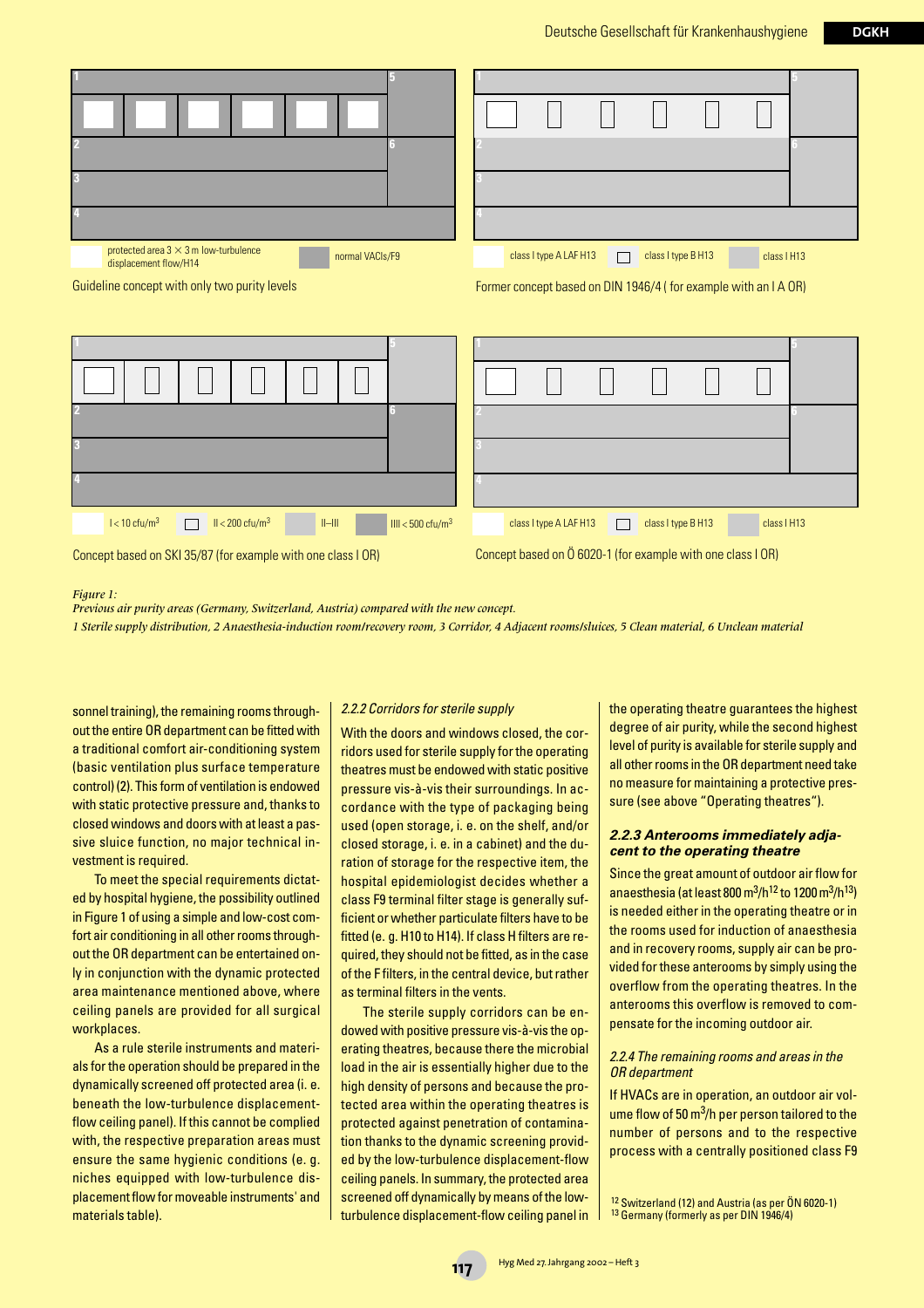1 5

2 6

3

4

protected area 3 × 3 m low-turbulence displacement flow/H14 — normal VACIs/F9

Guideline concept with only two purity levels

1 5

2 6

3

4

class I type A LAF H13 — class I type B H13 — class I H13

Former concept based on DIN 1946/4 ( for example with an I A OR)

1 5

2 6

3

4

I < 10 cfu/m³ — II < 200 cfu/m³ — II–III — IIII < 500 cfu/m³

Concept based on SKI 35/87 (for example with one class I OR)

1 5

2 6

3

4

class I type A LAF H13 — class I type B H13 — class I H13

Concept based on Ö 6020-1 (for example with one class I OR)

*Figure 1:*
*Previous air purity areas (Germany, Switzerland, Austria) compared with the new concept.*
*1 Sterile supply distribution, 2 Anaesthesia-induction room/recovery room, 3 Corridor, 4 Adjacent rooms/sluices, 5 Clean material, 6 Unclean material*

sonnel training), the remaining rooms throughout the entire OR department can be fitted with a traditional comfort air-conditioning system (basic ventilation plus surface temperature control) (2). This form of ventilation is endowed with static protective pressure and, thanks to closed windows and doors with at least a passive sluice function, no major technical investment is required.

To meet the special requirements dictated by hospital hygiene, the possibility outlined in Figure 1 of using a simple and low-cost comfort air conditioning in all other rooms throughout the OR department can be entertained only in conjunction with the dynamic protected area maintenance mentioned above, where ceiling panels are provided for all surgical workplaces.

As a rule sterile instruments and materials for the operation should be prepared in the dynamically screened off protected area (i. e. beneath the low-turbulence displacement-flow ceiling panel). If this cannot be complied with, the respective preparation areas must ensure the same hygienic conditions (e. g. niches equipped with low-turbulence displacement flow for moveable instruments' and materials table).

### *2.2.2 Corridors for sterile supply*

With the doors and windows closed, the corridors used for sterile supply for the operating theatres must be endowed with static positive pressure vis-à-vis their surroundings. In accordance with the type of packaging being used (open storage, i. e. on the shelf, and/or closed storage, i. e. in a cabinet) and the duration of storage for the respective item, the hospital epidemiologist decides whether a class F9 terminal filter stage is generally sufficient or whether particulate filters have to be fitted (e. g. H10 to H14). If class H filters are required, they should not be fitted, as in the case of the F filters, in the central device, but rather as terminal filters in the vents.

The sterile supply corridors can be endowed with positive pressure vis-à-vis the operating theatres, because there the microbial load in the air is essentially higher due to the high density of persons and because the protected area within the operating theatres is protected against penetration of contamination thanks to the dynamic screening provided by the low-turbulence displacement-flow ceiling panels. In summary, the protected area screened off dynamically by means of the low-turbulence displacement-flow ceiling panel in the operating theatre guarantees the highest degree of air purity, while the second highest level of purity is available for sterile supply and all other rooms in the OR department need take no measure for maintaining a protective pressure (see above "Operating theatres").

### *2.2.3 Anterooms immediately adjacent to the operating theatre*

Since the great amount of outdoor air flow for anaesthesia (at least 800 m³/h[12] to 1200 m³/h[13]) is needed either in the operating theatre or in the rooms used for induction of anaesthesia and in recovery rooms, supply air can be provided for these anterooms by simply using the overflow from the operating theatres. In the anterooms this overflow is removed to compensate for the incoming outdoor air.

### *2.2.4 The remaining rooms and areas in the OR department*

If HVACs are in operation, an outdoor air volume flow of 50 m³/h per person tailored to the number of persons and to the respective process with a centrally positioned class F9

[12] Switzerland (12) and Austria (as per ÖN 6020-1)
[13] Germany (formerly as per DIN 1946/4)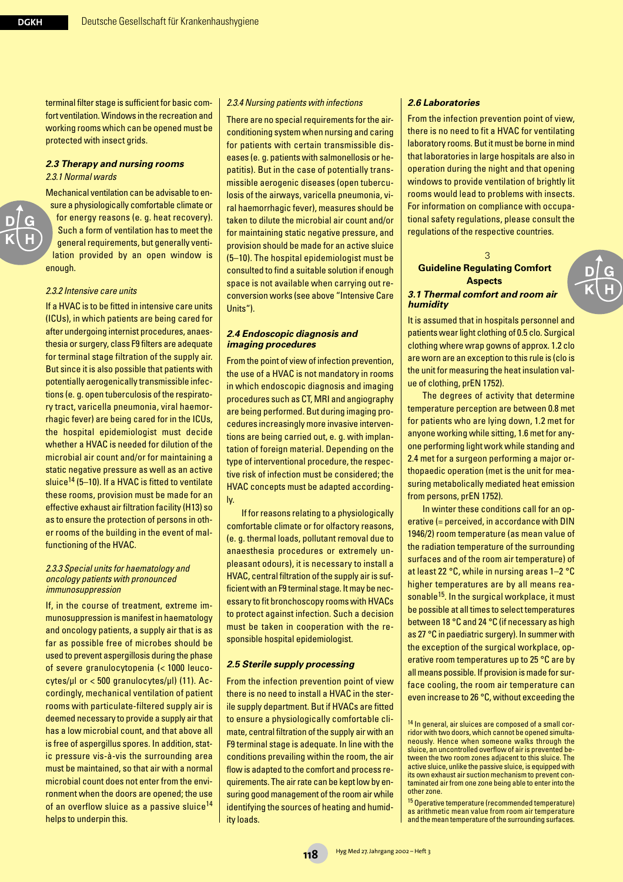terminal filter stage is sufficient for basic comfort ventilation. Windows in the recreation and working rooms which can be opened must be protected with insect grids.

### 2.3 Therapy and nursing rooms

*2.3.1 Normal wards*

Mechanical ventilation can be advisable to ensure a physiologically comfortable climate or for energy reasons (e. g. heat recovery). Such a form of ventilation has to meet the general requirements, but generally ventilation provided by an open window is enough.

*2.3.2 Intensive care units*

If a HVAC is to be fitted in intensive care units (ICUs), in which patients are being cared for after undergoing internist procedures, anaesthesia or surgery, class F9 filters are adequate for terminal stage filtration of the supply air. But since it is also possible that patients with potentially aerogenically transmissible infections (e. g. open tuberculosis of the respiratory tract, varicella pneumonia, viral haemorrhagic fever) are being cared for in the ICUs, the hospital epidemiologist must decide whether a HVAC is needed for dilution of the microbial air count and/or for maintaining a static negative pressure as well as an active sluice[14] (5–10). If a HVAC is fitted to ventilate these rooms, provision must be made for an effective exhaust air filtration facility (H13) so as to ensure the protection of persons in other rooms of the building in the event of malfunctioning of the HVAC.

*2.3.3 Special units for haematology and oncology patients with pronounced immunosuppression*

If, in the course of treatment, extreme immunosuppression is manifest in haematology and oncology patients, a supply air that is as far as possible free of microbes should be used to prevent aspergillosis during the phase of severe granulocytopenia (< 1000 leucocytes/µl or < 500 granulocytes/µl) (11). Accordingly, mechanical ventilation of patient rooms with particulate-filtered supply air is deemed necessary to provide a supply air that has a low microbial count, and that above all is free of aspergillus spores. In addition, static pressure vis-à-vis the surrounding area must be maintained, so that air with a normal microbial count does not enter from the environment when the doors are opened; the use of an overflow sluice as a passive sluice[14] helps to underpin this.

*2.3.4 Nursing patients with infections*

There are no special requirements for the air-conditioning system when nursing and caring for patients with certain transmissible diseases (e. g. patients with salmonellosis or hepatitis). But in the case of potentially transmissible aerogenic diseases (open tuberculosis of the airways, varicella pneumonia, viral haemorrhagic fever), measures should be taken to dilute the microbial air count and/or for maintaining static negative pressure, and provision should be made for an active sluice (5–10). The hospital epidemiologist must be consulted to find a suitable solution if enough space is not available when carrying out reconversion works (see above "Intensive Care Units").

### 2.4 Endoscopic diagnosis and imaging procedures

From the point of view of infection prevention, the use of a HVAC is not mandatory in rooms in which endoscopic diagnosis and imaging procedures such as CT, MRI and angiography are being performed. But during imaging procedures increasingly more invasive interventions are being carried out, e. g. with implantation of foreign material. Depending on the type of interventional procedure, the respective risk of infection must be considered; the HVAC concepts must be adapted accordingly.

If for reasons relating to a physiologically comfortable climate or for olfactory reasons, (e. g. thermal loads, pollutant removal due to anaesthesia procedures or extremely unpleasant odours), it is necessary to install a HVAC, central filtration of the supply air is sufficient with an F9 terminal stage. It may be necessary to fit bronchoscopy rooms with HVACs to protect against infection. Such a decision must be taken in cooperation with the responsible hospital epidemiologist.

### 2.5 Sterile supply processing

From the infection prevention point of view there is no need to install a HVAC in the sterile supply department. But if HVACs are fitted to ensure a physiologically comfortable climate, central filtration of the supply air with an F9 terminal stage is adequate. In line with the conditions prevailing within the room, the air flow is adapted to the comfort and process requirements. The air rate can be kept low by ensuring good management of the room air while identifying the sources of heating and humidity loads.

### 2.6 Laboratories

From the infection prevention point of view, there is no need to fit a HVAC for ventilating laboratory rooms. But it must be borne in mind that laboratories in large hospitals are also in operation during the night and that opening windows to provide ventilation of brightly lit rooms would lead to problems with insects. For information on compliance with occupational safety regulations, please consult the regulations of the respective countries.

## 3 Guideline Regulating Comfort Aspects

### 3.1 Thermal comfort and room air humidity

It is assumed that in hospitals personnel and patients wear light clothing of 0.5 clo. Surgical clothing where wrap gowns of approx. 1.2 clo are worn are an exception to this rule is (clo is the unit for measuring the heat insulation value of clothing, prEN 1752).

The degrees of activity that determine temperature perception are between 0.8 met for patients who are lying down, 1.2 met for anyone working while sitting, 1.6 met for anyone performing light work while standing and 2.4 met for a surgeon performing a major orthopaedic operation (met is the unit for measuring metabolically mediated heat emission from persons, prEN 1752).

In winter these conditions call for an operative (= perceived, in accordance with DIN 1946/2) room temperature (as mean value of the radiation temperature of the surrounding surfaces and of the room air temperature) of at least 22 °C, while in nursing areas 1–2 °C higher temperatures are by all means reasonable[15]. In the surgical workplace, it must be possible at all times to select temperatures between 18 °C and 24 °C (if necessary as high as 27 °C in paediatric surgery). In summer with the exception of the surgical workplace, operative room temperatures up to 25 °C are by all means possible. If provision is made for surface cooling, the room air temperature can even increase to 26 °C, without exceeding the

[14] In general, air sluices are composed of a small corridor with two doors, which cannot be opened simultaneously. Hence when someone walks through the sluice, an uncontrolled overflow of air is prevented between the two room zones adjacent to this sluice. The active sluice, unlike the passive sluice, is equipped with its own exhaust air suction mechanism to prevent contaminated air from one zone being able to enter into the other zone.

[15] Operative temperature (recommended temperature) as arithmetic mean value from room air temperature and the mean temperature of the surrounding surfaces.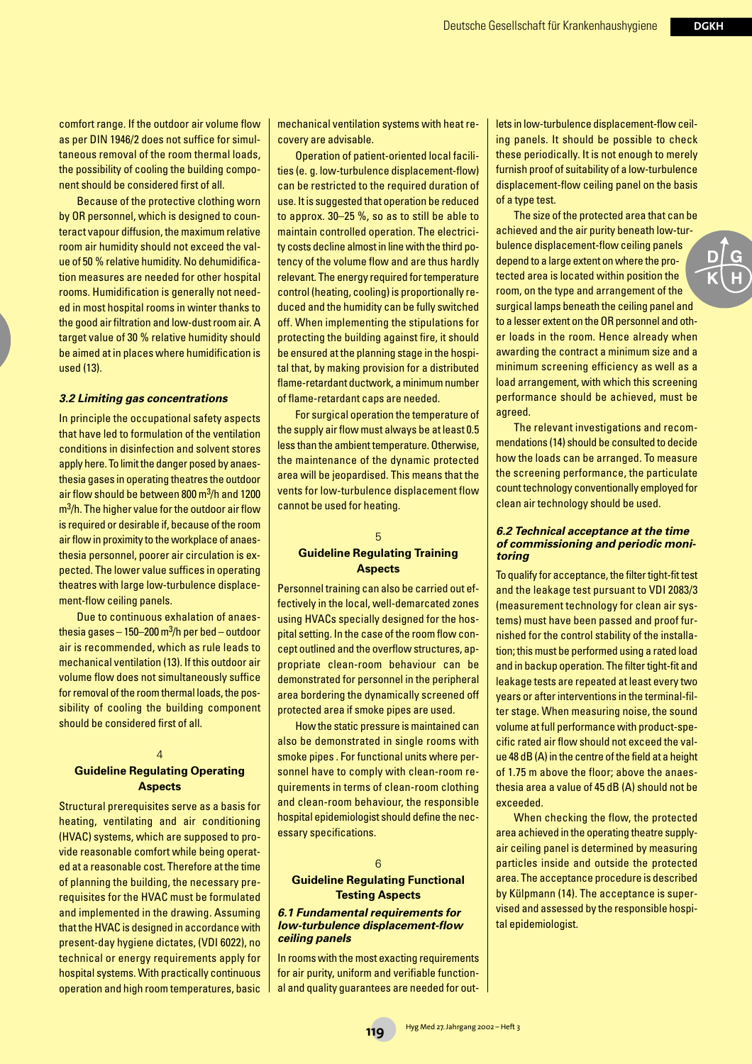comfort range. If the outdoor air volume flow as per DIN 1946/2 does not suffice for simultaneous removal of the room thermal loads, the possibility of cooling the building component should be considered first of all.

Because of the protective clothing worn by OR personnel, which is designed to counteract vapour diffusion, the maximum relative room air humidity should not exceed the value of 50 % relative humidity. No dehumidification measures are needed for other hospital rooms. Humidification is generally not needed in most hospital rooms in winter thanks to the good air filtration and low-dust room air. A target value of 30 % relative humidity should be aimed at in places where humidification is used (13).

### 3.2 Limiting gas concentrations

In principle the occupational safety aspects that have led to formulation of the ventilation conditions in disinfection and solvent stores apply here. To limit the danger posed by anaesthesia gases in operating theatres the outdoor air flow should be between 800 $m^3$/h and 1200 $m^3$/h. The higher value for the outdoor air flow is required or desirable if, because of the room air flow in proximity to the workplace of anaesthesia personnel, poorer air circulation is expected. The lower value suffices in operating theatres with large low-turbulence displacement-flow ceiling panels.

Due to continuous exhalation of anaesthesia gases – 150–200 $m^3$/h per bed – outdoor air is recommended, which as rule leads to mechanical ventilation (13). If this outdoor air volume flow does not simultaneously suffice for removal of the room thermal loads, the possibility of cooling the building component should be considered first of all.

## 4 Guideline Regulating Operating Aspects

Structural prerequisites serve as a basis for heating, ventilating and air conditioning (HVAC) systems, which are supposed to provide reasonable comfort while being operated at a reasonable cost. Therefore at the time of planning the building, the necessary prerequisites for the HVAC must be formulated and implemented in the drawing. Assuming that the HVAC is designed in accordance with present-day hygiene dictates, (VDI 6022), no technical or energy requirements apply for hospital systems. With practically continuous operation and high room temperatures, basic mechanical ventilation systems with heat recovery are advisable.

Operation of patient-oriented local facilities (e. g. low-turbulence displacement-flow) can be restricted to the required duration of use. It is suggested that operation be reduced to approx. 30–25 %, so as to still be able to maintain controlled operation. The electricity costs decline almost in line with the third potency of the volume flow and are thus hardly relevant. The energy required for temperature control (heating, cooling) is proportionally reduced and the humidity can be fully switched off. When implementing the stipulations for protecting the building against fire, it should be ensured at the planning stage in the hospital that, by making provision for a distributed flame-retardant ductwork, a minimum number of flame-retardant caps are needed.

For surgical operation the temperature of the supply air flow must always be at least 0.5 less than the ambient temperature. Otherwise, the maintenance of the dynamic protected area will be jeopardised. This means that the vents for low-turbulence displacement flow cannot be used for heating.

## 5 Guideline Regulating Training Aspects

Personnel training can also be carried out effectively in the local, well-demarcated zones using HVACs specially designed for the hospital setting. In the case of the room flow concept outlined and the overflow structures, appropriate clean-room behaviour can be demonstrated for personnel in the peripheral area bordering the dynamically screened off protected area if smoke pipes are used.

How the static pressure is maintained can also be demonstrated in single rooms with smoke pipes . For functional units where personnel have to comply with clean-room requirements in terms of clean-room clothing and clean-room behaviour, the responsible hospital epidemiologist should define the necessary specifications.

## 6 Guideline Regulating Functional Testing Aspects

### 6.1 Fundamental requirements for low-turbulence displacement-flow ceiling panels

In rooms with the most exacting requirements for air purity, uniform and verifiable functional and quality guarantees are needed for outlets in low-turbulence displacement-flow ceiling panels. It should be possible to check these periodically. It is not enough to merely furnish proof of suitability of a low-turbulence displacement-flow ceiling panel on the basis of a type test.

The size of the protected area that can be achieved and the air purity beneath low-turbulence displacement-flow ceiling panels depend to a large extent on where the protected area is located within position the room, on the type and arrangement of the surgical lamps beneath the ceiling panel and to a lesser extent on the OR personnel and other loads in the room. Hence already when awarding the contract a minimum size and a minimum screening efficiency as well as a load arrangement, with which this screening performance should be achieved, must be agreed.

The relevant investigations and recommendations (14) should be consulted to decide how the loads can be arranged. To measure the screening performance, the particulate count technology conventionally employed for clean air technology should be used.

### 6.2 Technical acceptance at the time of commissioning and periodic monitoring

To qualify for acceptance, the filter tight-fit test and the leakage test pursuant to VDI 2083/3 (measurement technology for clean air systems) must have been passed and proof furnished for the control stability of the installation; this must be performed using a rated load and in backup operation. The filter tight-fit and leakage tests are repeated at least every two years or after interventions in the terminal-filter stage. When measuring noise, the sound volume at full performance with product-specific rated air flow should not exceed the value 48 dB (A) in the centre of the field at a height of 1.75 m above the floor; above the anaesthesia area a value of 45 dB (A) should not be exceeded.

When checking the flow, the protected area achieved in the operating theatre supply-air ceiling panel is determined by measuring particles inside and outside the protected area. The acceptance procedure is described by Külpmann (14). The acceptance is supervised and assessed by the responsible hospital epidemiologist.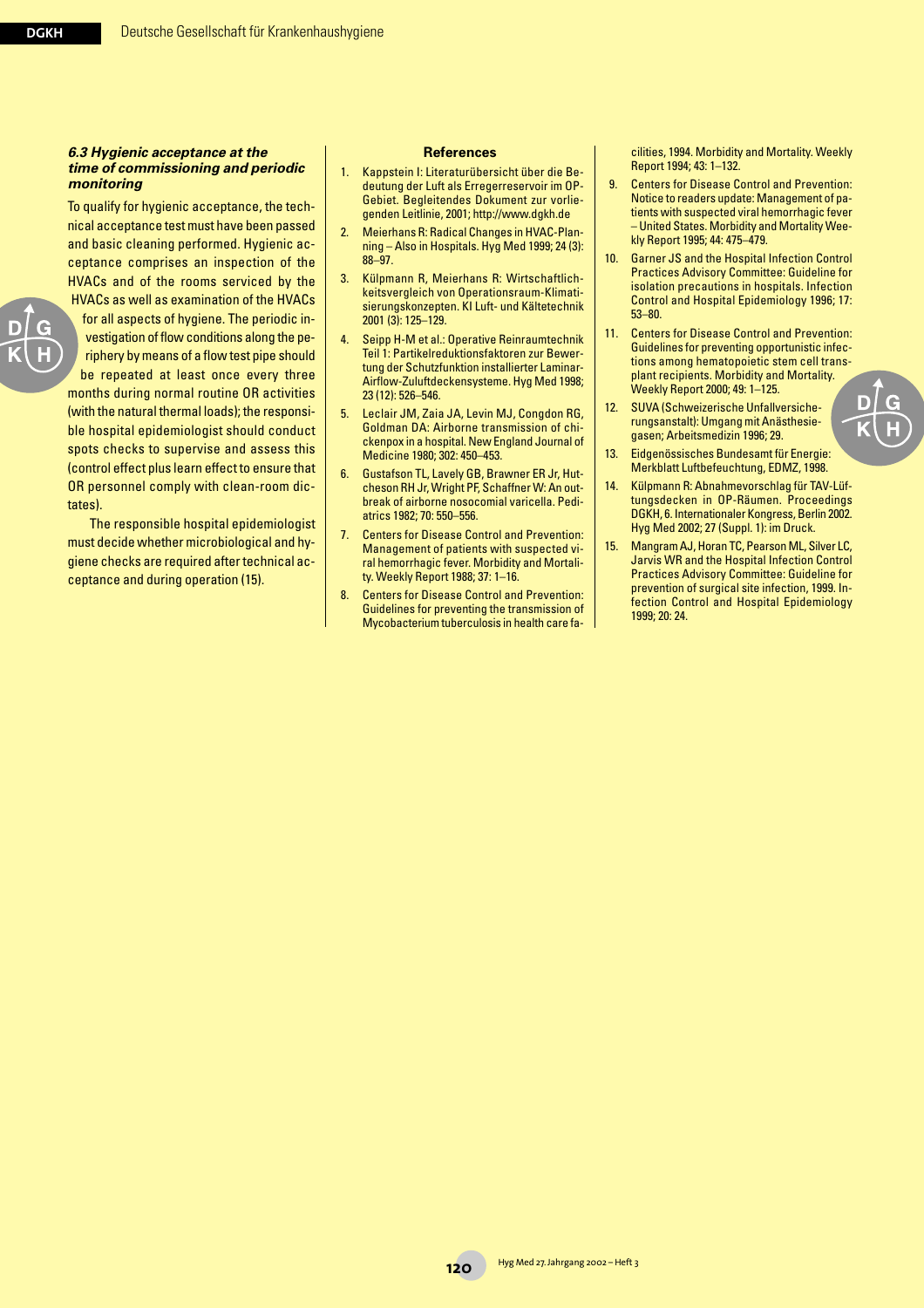### *6.3 Hygienic acceptance at the time of commissioning and periodic monitoring*

To qualify for hygienic acceptance, the technical acceptance test must have been passed and basic cleaning performed. Hygienic acceptance comprises an inspection of the HVACs and of the rooms serviced by the HVACs as well as examination of the HVACs for all aspects of hygiene. The periodic investigation of flow conditions along the periphery by means of a flow test pipe should be repeated at least once every three months during normal routine OR activities (with the natural thermal loads); the responsible hospital epidemiologist should conduct spots checks to supervise and assess this (control effect plus learn effect to ensure that OR personnel comply with clean-room dictates).

The responsible hospital epidemiologist must decide whether microbiological and hygiene checks are required after technical acceptance and during operation (15).

#### References

1. Kappstein I: Literaturübersicht über die Bedeutung der Luft als Erregerreservoir im OP-Gebiet. Begleitendes Dokument zur vorliegenden Leitlinie, 2001; http://www.dgkh.de
2. Meierhans R: Radical Changes in HVAC-Planning – Also in Hospitals. Hyg Med 1999; 24 (3): 88–97.
3. Külpmann R, Meierhans R: Wirtschaftlichkeitsvergleich von Operationsraum-Klimatisierungskonzepten. KI Luft- und Kältetechnik 2001 (3): 125–129.
4. Seipp H-M et al.: Operative Reinraumtechnik Teil 1: Partikelreduktionsfaktoren zur Bewertung der Schutzfunktion installierter Laminar-Airflow-Zuluftdeckensysteme. Hyg Med 1998; 23 (12): 526–546.
5. Leclair JM, Zaia JA, Levin MJ, Congdon RG, Goldman DA: Airborne transmission of chickenpox in a hospital. New England Journal of Medicine 1980; 302: 450–453.
6. Gustafson TL, Lavely GB, Brawner ER Jr, Hutcheson RH Jr, Wright PF, Schaffner W: An outbreak of airborne nosocomial varicella. Pediatrics 1982; 70: 550–556.
7. Centers for Disease Control and Prevention: Management of patients with suspected viral hemorrhagic fever. Morbidity and Mortality. Weekly Report 1988; 37: 1–16.
8. Centers for Disease Control and Prevention: Guidelines for preventing the transmission of Mycobacterium tuberculosis in health care facilities, 1994. Morbidity and Mortality. Weekly Report 1994; 43: 1–132.
9. Centers for Disease Control and Prevention: Notice to readers update: Management of patients with suspected viral hemorrhagic fever – United States. Morbidity and Mortality Weekly Report 1995; 44: 475–479.
10. Garner JS and the Hospital Infection Control Practices Advisory Committee: Guideline for isolation precautions in hospitals. Infection Control and Hospital Epidemiology 1996; 17: 53–80.
11. Centers for Disease Control and Prevention: Guidelines for preventing opportunistic infections among hematopoietic stem cell transplant recipients. Morbidity and Mortality. Weekly Report 2000; 49: 1–125.
12. SUVA (Schweizerische Unfallversicherungsanstalt): Umgang mit Anästhesiegasen; Arbeitsmedizin 1996; 29.
13. Eidgenössisches Bundesamt für Energie: Merkblatt Luftbefeuchtung, EDMZ, 1998.
14. Külpmann R: Abnahmevorschlag für TAV-Lüftungsdecken in OP-Räumen. Proceedings DGKH, 6. Internationaler Kongress, Berlin 2002. Hyg Med 2002; 27 (Suppl. 1): im Druck.
15. Mangram AJ, Horan TC, Pearson ML, Silver LC, Jarvis WR and the Hospital Infection Control Practices Advisory Committee: Guideline for prevention of surgical site infection, 1999. Infection Control and Hospital Epidemiology 1999; 20: 24.